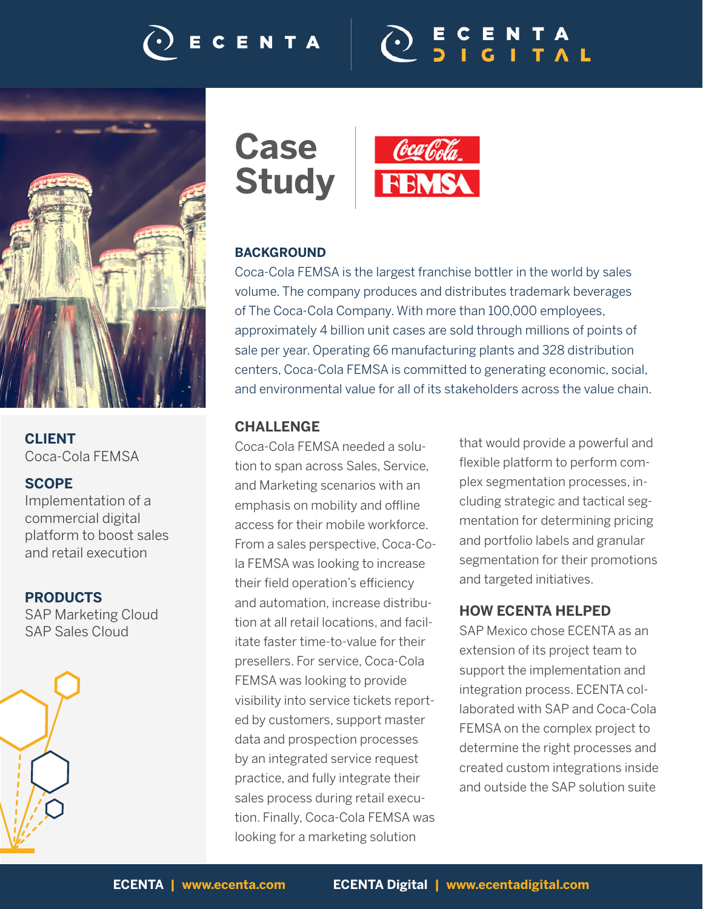# Case Study

## BACKGROUND

Coca-Cola FEMSA is the largest franchise bottler in the world by sales volume. The company produces and distributes trademark beverages of The Coca-Cola Company. With more than 100,000 employees, approximately 4 billion unit cases are sold through millions of points of sale per year. Operating 66 manufacturing plants and 328 distribution centers, Coca-Cola FEMSA is committed to generating economic, social, and environmental value for all of its stakeholders across the value chain.

**CLIENT**
Coca-Cola FEMSA

**SCOPE**
Implementation of a commercial digital platform to boost sales and retail execution

**PRODUCTS**
SAP Marketing Cloud
SAP Sales Cloud

## CHALLENGE

Coca-Cola FEMSA needed a solution to span across Sales, Service, and Marketing scenarios with an emphasis on mobility and offline access for their mobile workforce. From a sales perspective, Coca-Cola FEMSA was looking to increase their field operation's efficiency and automation, increase distribution at all retail locations, and facilitate faster time-to-value for their presellers. For service, Coca-Cola FEMSA was looking to provide visibility into service tickets reported by customers, support master data and prospection processes by an integrated service request practice, and fully integrate their sales process during retail execution. Finally, Coca-Cola FEMSA was looking for a marketing solution that would provide a powerful and flexible platform to perform complex segmentation processes, including strategic and tactical segmentation for determining pricing and portfolio labels and granular segmentation for their promotions and targeted initiatives.

## HOW ECENTA HELPED

SAP Mexico chose ECENTA as an extension of its project team to support the implementation and integration process. ECENTA collaborated with SAP and Coca-Cola FEMSA on the complex project to determine the right processes and created custom integrations inside and outside the SAP solution suite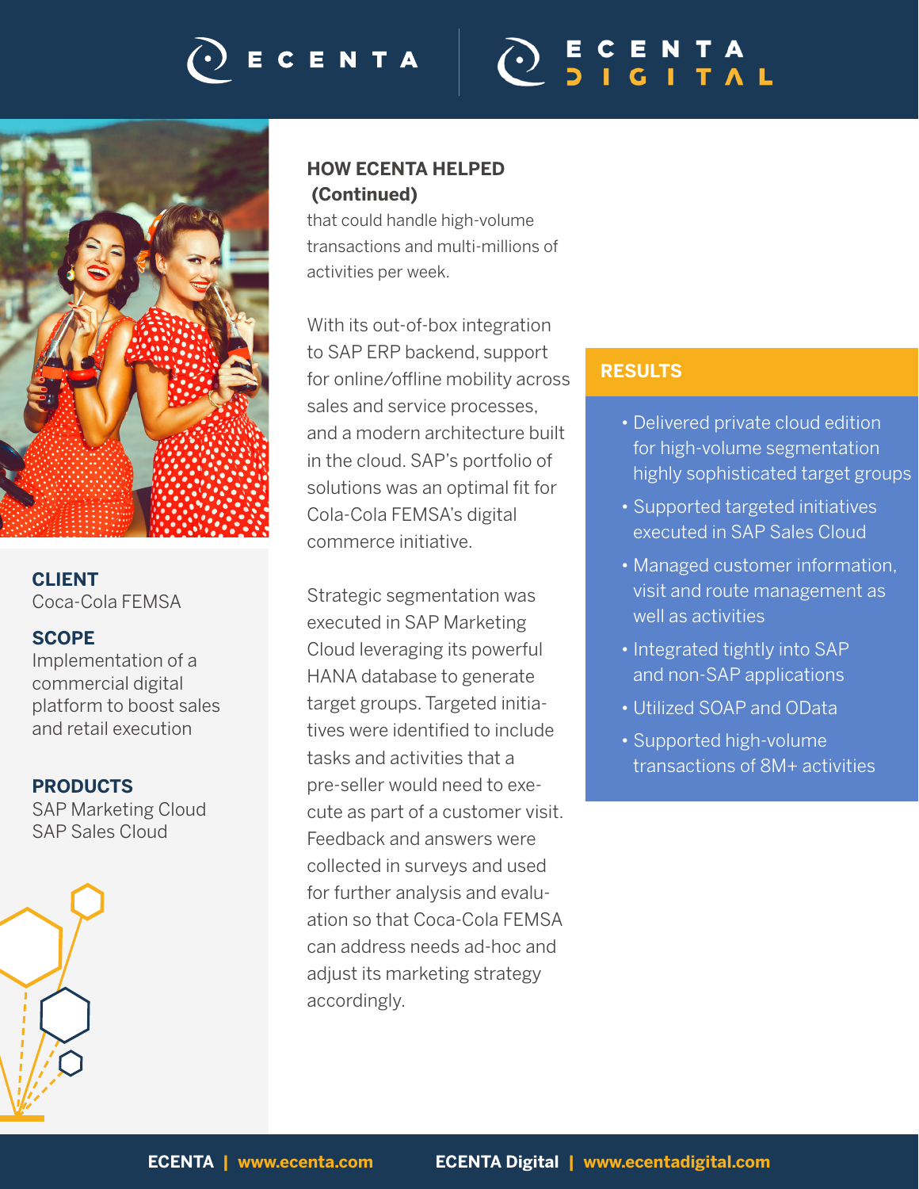## CLIENT

Coca-Cola FEMSA

## SCOPE

Implementation of a commercial digital platform to boost sales and retail execution

## PRODUCTS

SAP Marketing Cloud
SAP Sales Cloud

## HOW ECENTA HELPED (Continued)

that could handle high-volume transactions and multi-millions of activities per week.

With its out-of-box integration to SAP ERP backend, support for online/offline mobility across sales and service processes, and a modern architecture built in the cloud. SAP's portfolio of solutions was an optimal fit for Cola-Cola FEMSA's digital commerce initiative.

Strategic segmentation was executed in SAP Marketing Cloud leveraging its powerful HANA database to generate target groups. Targeted initiatives were identified to include tasks and activities that a pre-seller would need to execute as part of a customer visit. Feedback and answers were collected in surveys and used for further analysis and evaluation so that Coca-Cola FEMSA can address needs ad-hoc and adjust its marketing strategy accordingly.

## RESULTS

- Delivered private cloud edition for high-volume segmentation highly sophisticated target groups
- Supported targeted initiatives executed in SAP Sales Cloud
- Managed customer information, visit and route management as well as activities
- Integrated tightly into SAP and non-SAP applications
- Utilized SOAP and OData
- Supported high-volume transactions of 8M+ activities

**ECENTA** | **www.ecenta.com** **ECENTA Digital** | **www.ecentadigital.com**